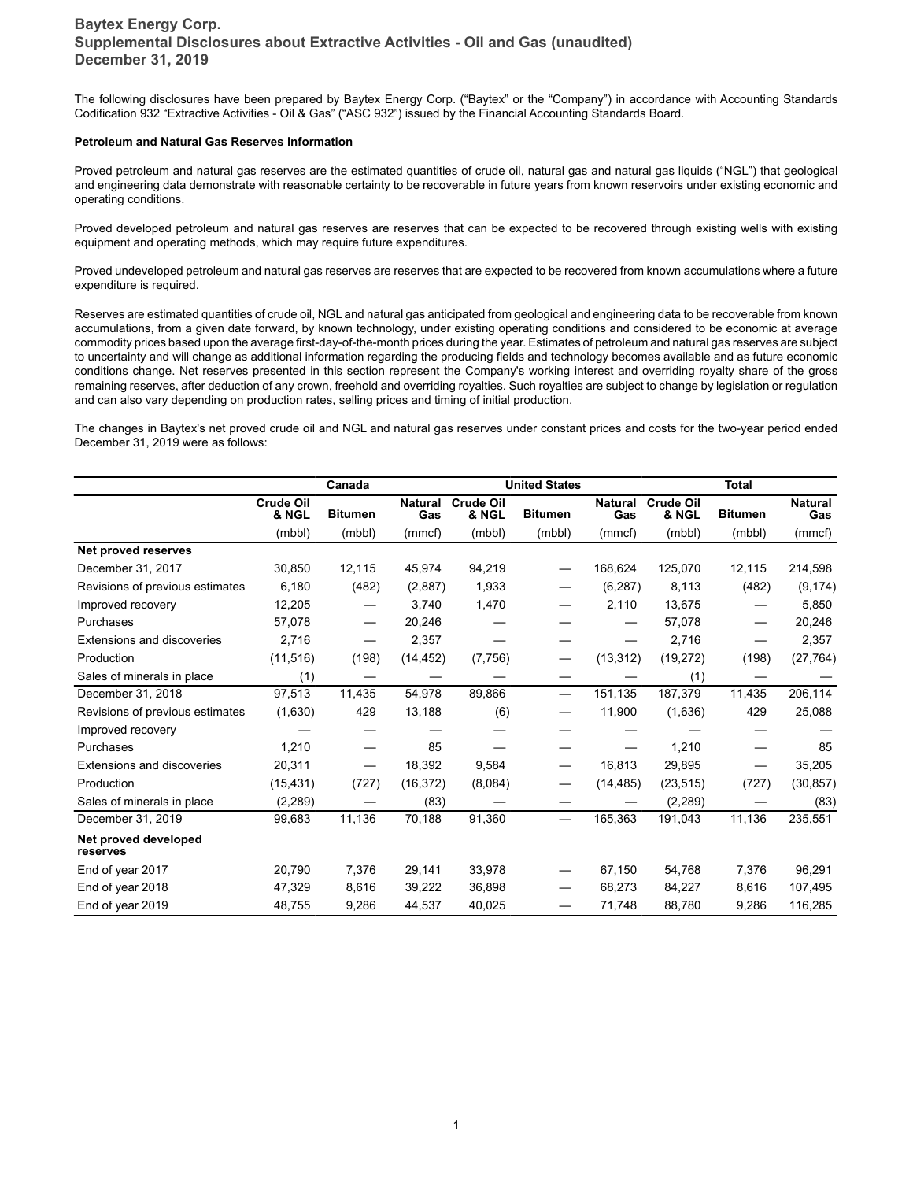# Baytex Energy Corp.
## Supplemental Disclosures about Extractive Activities - Oil and Gas (unaudited)
## December 31, 2019

The following disclosures have been prepared by Baytex Energy Corp. ("Baytex" or the "Company") in accordance with Accounting Standards Codification 932 "Extractive Activities - Oil & Gas" ("ASC 932") issued by the Financial Accounting Standards Board.

**Petroleum and Natural Gas Reserves Information**

Proved petroleum and natural gas reserves are the estimated quantities of crude oil, natural gas and natural gas liquids ("NGL") that geological and engineering data demonstrate with reasonable certainty to be recoverable in future years from known reservoirs under existing economic and operating conditions.

Proved developed petroleum and natural gas reserves are reserves that can be expected to be recovered through existing wells with existing equipment and operating methods, which may require future expenditures.

Proved undeveloped petroleum and natural gas reserves are reserves that are expected to be recovered from known accumulations where a future expenditure is required.

Reserves are estimated quantities of crude oil, NGL and natural gas anticipated from geological and engineering data to be recoverable from known accumulations, from a given date forward, by known technology, under existing operating conditions and considered to be economic at average commodity prices based upon the average first-day-of-the-month prices during the year. Estimates of petroleum and natural gas reserves are subject to uncertainty and will change as additional information regarding the producing fields and technology becomes available and as future economic conditions change. Net reserves presented in this section represent the Company's working interest and overriding royalty share of the gross remaining reserves, after deduction of any crown, freehold and overriding royalties. Such royalties are subject to change by legislation or regulation and can also vary depending on production rates, selling prices and timing of initial production.

The changes in Baytex's net proved crude oil and NGL and natural gas reserves under constant prices and costs for the two-year period ended December 31, 2019 were as follows:

| | Canada | | | United States | | | Total | | |
|---|---|---|---|---|---|---|---|---|---|
| | Crude Oil & NGL | Bitumen | Natural Gas | Crude Oil & NGL | Bitumen | Natural Gas | Crude Oil & NGL | Bitumen | Natural Gas |
| | (mbbl) | (mbbl) | (mmcf) | (mbbl) | (mbbl) | (mmcf) | (mbbl) | (mbbl) | (mmcf) |
| **Net proved reserves** | | | | | | | | | |
| December 31, 2017 | 30,850 | 12,115 | 45,974 | 94,219 | — | 168,624 | 125,070 | 12,115 | 214,598 |
| Revisions of previous estimates | 6,180 | (482) | (2,887) | 1,933 | — | (6,287) | 8,113 | (482) | (9,174) |
| Improved recovery | 12,205 | — | 3,740 | 1,470 | — | 2,110 | 13,675 | — | 5,850 |
| Purchases | 57,078 | — | 20,246 | — | — | — | 57,078 | — | 20,246 |
| Extensions and discoveries | 2,716 | — | 2,357 | — | — | — | 2,716 | — | 2,357 |
| Production | (11,516) | (198) | (14,452) | (7,756) | — | (13,312) | (19,272) | (198) | (27,764) |
| Sales of minerals in place | (1) | — | — | — | — | — | (1) | — | — |
| December 31, 2018 | 97,513 | 11,435 | 54,978 | 89,866 | — | 151,135 | 187,379 | 11,435 | 206,114 |
| Revisions of previous estimates | (1,630) | 429 | 13,188 | (6) | — | 11,900 | (1,636) | 429 | 25,088 |
| Improved recovery | — | — | — | — | — | — | — | — | — |
| Purchases | 1,210 | — | 85 | — | — | — | 1,210 | — | 85 |
| Extensions and discoveries | 20,311 | — | 18,392 | 9,584 | — | 16,813 | 29,895 | — | 35,205 |
| Production | (15,431) | (727) | (16,372) | (8,084) | — | (14,485) | (23,515) | (727) | (30,857) |
| Sales of minerals in place | (2,289) | — | (83) | — | — | — | (2,289) | — | (83) |
| December 31, 2019 | 99,683 | 11,136 | 70,188 | 91,360 | — | 165,363 | 191,043 | 11,136 | 235,551 |
| **Net proved developed reserves** | | | | | | | | | |
| End of year 2017 | 20,790 | 7,376 | 29,141 | 33,978 | — | 67,150 | 54,768 | 7,376 | 96,291 |
| End of year 2018 | 47,329 | 8,616 | 39,222 | 36,898 | — | 68,273 | 84,227 | 8,616 | 107,495 |
| End of year 2019 | 48,755 | 9,286 | 44,537 | 40,025 | — | 71,748 | 88,780 | 9,286 | 116,285 |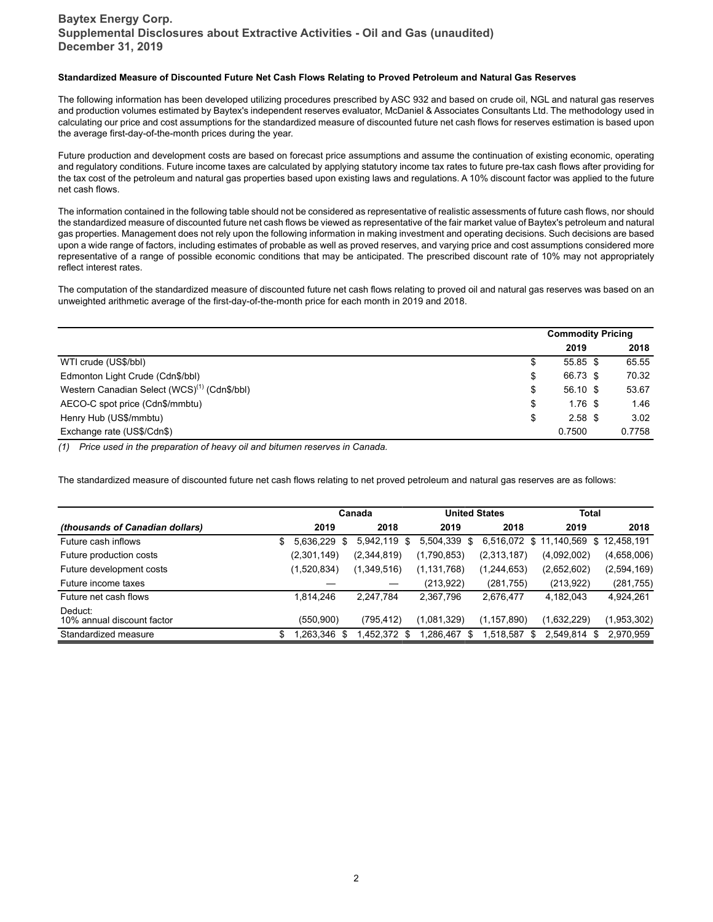# Baytex Energy Corp.
## Supplemental Disclosures about Extractive Activities - Oil and Gas (unaudited)
## December 31, 2019

**Standardized Measure of Discounted Future Net Cash Flows Relating to Proved Petroleum and Natural Gas Reserves**

The following information has been developed utilizing procedures prescribed by ASC 932 and based on crude oil, NGL and natural gas reserves and production volumes estimated by Baytex's independent reserves evaluator, McDaniel & Associates Consultants Ltd. The methodology used in calculating our price and cost assumptions for the standardized measure of discounted future net cash flows for reserves estimation is based upon the average first-day-of-the-month prices during the year.

Future production and development costs are based on forecast price assumptions and assume the continuation of existing economic, operating and regulatory conditions. Future income taxes are calculated by applying statutory income tax rates to future pre-tax cash flows after providing for the tax cost of the petroleum and natural gas properties based upon existing laws and regulations. A 10% discount factor was applied to the future net cash flows.

The information contained in the following table should not be considered as representative of realistic assessments of future cash flows, nor should the standardized measure of discounted future net cash flows be viewed as representative of the fair market value of Baytex's petroleum and natural gas properties. Management does not rely upon the following information in making investment and operating decisions. Such decisions are based upon a wide range of factors, including estimates of probable as well as proved reserves, and varying price and cost assumptions considered more representative of a range of possible economic conditions that may be anticipated. The prescribed discount rate of 10% may not appropriately reflect interest rates.

The computation of the standardized measure of discounted future net cash flows relating to proved oil and natural gas reserves was based on an unweighted arithmetic average of the first-day-of-the-month price for each month in 2019 and 2018.

| | Commodity Pricing | |
|---|---|---|
| | 2019 | 2018 |
| WTI crude (US$/bbl) | $ 55.85 | $ 65.55 |
| Edmonton Light Crude (Cdn$/bbl) | $ 66.73 | $ 70.32 |
| Western Canadian Select (WCS)[(1)] (Cdn$/bbl) | $ 56.10 | $ 53.67 |
| AECO-C spot price (Cdn$/mmbtu) | $ 1.76 | $ 1.46 |
| Henry Hub (US$/mmbtu) | $ 2.58 | $ 3.02 |
| Exchange rate (US$/Cdn$) | 0.7500 | 0.7758 |

*(1) Price used in the preparation of heavy oil and bitumen reserves in Canada.*

The standardized measure of discounted future net cash flows relating to net proved petroleum and natural gas reserves are as follows:

| | Canada | | United States | | Total | |
|---|---|---|---|---|---|---|
| *(thousands of Canadian dollars)* | 2019 | 2018 | 2019 | 2018 | 2019 | 2018 |
| Future cash inflows | $ 5,636,229 | $ 5,942,119 | $ 5,504,339 | $ 6,516,072 | $ 11,140,569 | $ 12,458,191 |
| Future production costs | (2,301,149) | (2,344,819) | (1,790,853) | (2,313,187) | (4,092,002) | (4,658,006) |
| Future development costs | (1,520,834) | (1,349,516) | (1,131,768) | (1,244,653) | (2,652,602) | (2,594,169) |
| Future income taxes | — | — | (213,922) | (281,755) | (213,922) | (281,755) |
| Future net cash flows | 1,814,246 | 2,247,784 | 2,367,796 | 2,676,477 | 4,182,043 | 4,924,261 |
| Deduct:<br>10% annual discount factor | (550,900) | (795,412) | (1,081,329) | (1,157,890) | (1,632,229) | (1,953,302) |
| Standardized measure | $ 1,263,346 | $ 1,452,372 | $ 1,286,467 | $ 1,518,587 | $ 2,549,814 | $ 2,970,959 |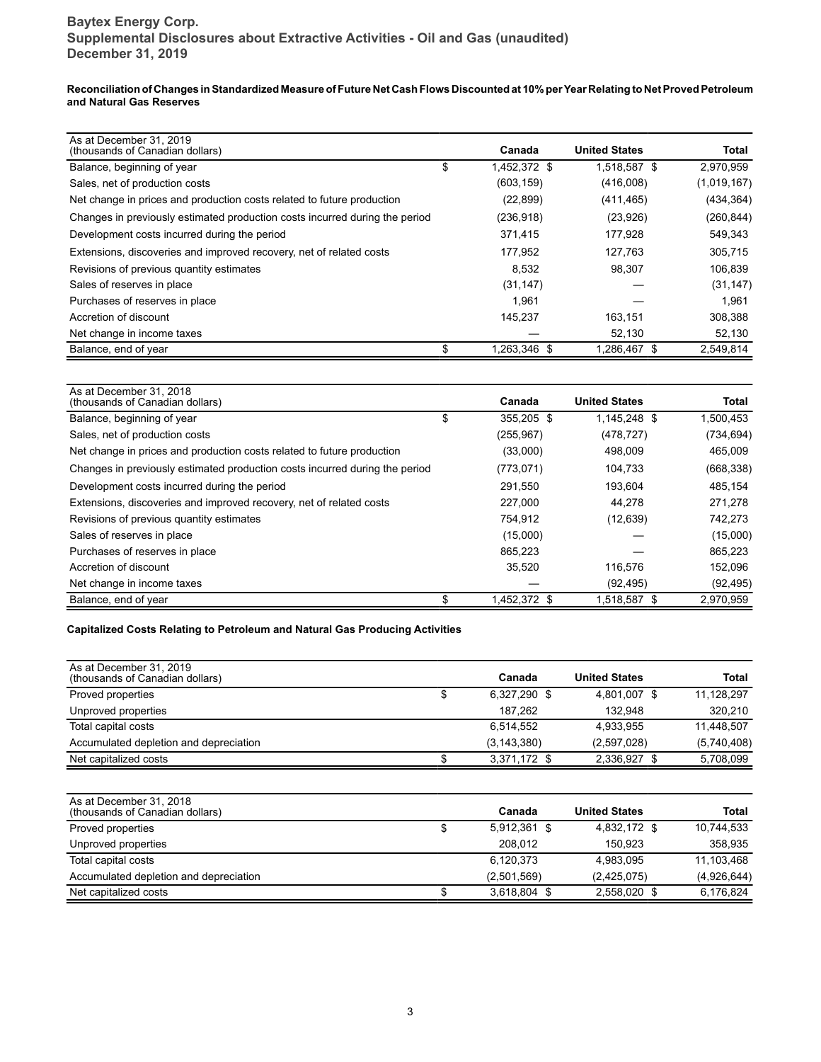# Baytex Energy Corp.
## Supplemental Disclosures about Extractive Activities - Oil and Gas (unaudited)
## December 31, 2019

**Reconciliation of Changes in Standardized Measure of Future Net Cash Flows Discounted at 10% per Year Relating to Net Proved Petroleum and Natural Gas Reserves**

| As at December 31, 2019<br>(thousands of Canadian dollars) | Canada | United States | Total |
|---|---|---|---|
| Balance, beginning of year | $ 1,452,372 | $ 1,518,587 | $ 2,970,959 |
| Sales, net of production costs | (603,159) | (416,008) | (1,019,167) |
| Net change in prices and production costs related to future production | (22,899) | (411,465) | (434,364) |
| Changes in previously estimated production costs incurred during the period | (236,918) | (23,926) | (260,844) |
| Development costs incurred during the period | 371,415 | 177,928 | 549,343 |
| Extensions, discoveries and improved recovery, net of related costs | 177,952 | 127,763 | 305,715 |
| Revisions of previous quantity estimates | 8,532 | 98,307 | 106,839 |
| Sales of reserves in place | (31,147) | — | (31,147) |
| Purchases of reserves in place | 1,961 | — | 1,961 |
| Accretion of discount | 145,237 | 163,151 | 308,388 |
| Net change in income taxes | — | 52,130 | 52,130 |
| Balance, end of year | $ 1,263,346 | $ 1,286,467 | $ 2,549,814 |

| As at December 31, 2018<br>(thousands of Canadian dollars) | Canada | United States | Total |
|---|---|---|---|
| Balance, beginning of year | $ 355,205 | $ 1,145,248 | $ 1,500,453 |
| Sales, net of production costs | (255,967) | (478,727) | (734,694) |
| Net change in prices and production costs related to future production | (33,000) | 498,009 | 465,009 |
| Changes in previously estimated production costs incurred during the period | (773,071) | 104,733 | (668,338) |
| Development costs incurred during the period | 291,550 | 193,604 | 485,154 |
| Extensions, discoveries and improved recovery, net of related costs | 227,000 | 44,278 | 271,278 |
| Revisions of previous quantity estimates | 754,912 | (12,639) | 742,273 |
| Sales of reserves in place | (15,000) | — | (15,000) |
| Purchases of reserves in place | 865,223 | — | 865,223 |
| Accretion of discount | 35,520 | 116,576 | 152,096 |
| Net change in income taxes | — | (92,495) | (92,495) |
| Balance, end of year | $ 1,452,372 | $ 1,518,587 | $ 2,970,959 |

**Capitalized Costs Relating to Petroleum and Natural Gas Producing Activities**

| As at December 31, 2019<br>(thousands of Canadian dollars) | Canada | United States | Total |
|---|---|---|---|
| Proved properties | $ 6,327,290 | $ 4,801,007 | $ 11,128,297 |
| Unproved properties | 187,262 | 132,948 | 320,210 |
| Total capital costs | 6,514,552 | 4,933,955 | 11,448,507 |
| Accumulated depletion and depreciation | (3,143,380) | (2,597,028) | (5,740,408) |
| Net capitalized costs | $ 3,371,172 | $ 2,336,927 | $ 5,708,099 |

| As at December 31, 2018<br>(thousands of Canadian dollars) | Canada | United States | Total |
|---|---|---|---|
| Proved properties | $ 5,912,361 | $ 4,832,172 | $ 10,744,533 |
| Unproved properties | 208,012 | 150,923 | 358,935 |
| Total capital costs | 6,120,373 | 4,983,095 | 11,103,468 |
| Accumulated depletion and depreciation | (2,501,569) | (2,425,075) | (4,926,644) |
| Net capitalized costs | $ 3,618,804 | $ 2,558,020 | $ 6,176,824 |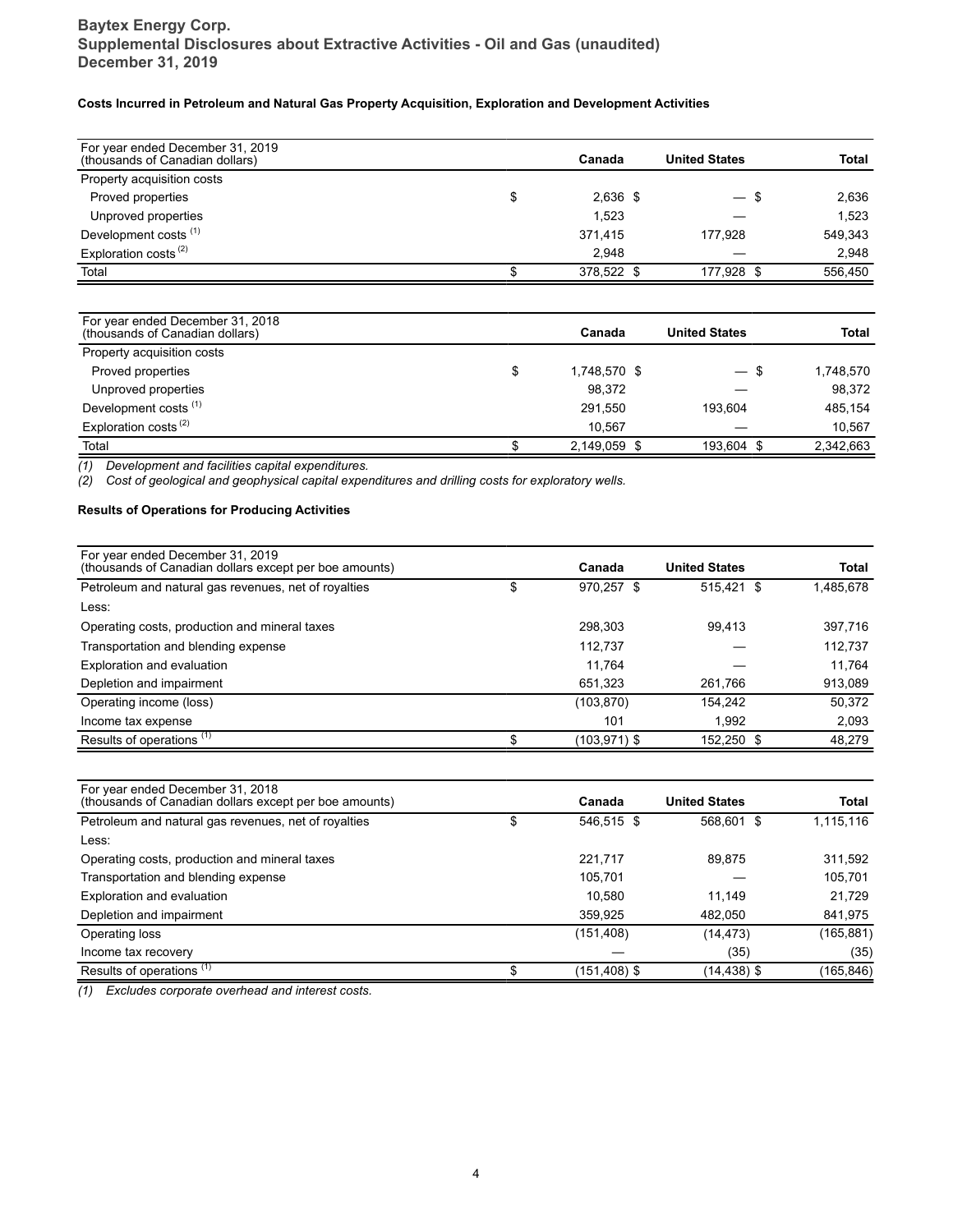**Baytex Energy Corp.**
**Supplemental Disclosures about Extractive Activities - Oil and Gas (unaudited)**
**December 31, 2019**

**Costs Incurred in Petroleum and Natural Gas Property Acquisition, Exploration and Development Activities**

| For year ended December 31, 2019 (thousands of Canadian dollars) | Canada | United States | Total |
|---|---|---|---|
| Property acquisition costs | | | |
| Proved properties | $ 2,636 | $ — | $ 2,636 |
| Unproved properties | 1,523 | — | 1,523 |
| Development costs [(1)] | 371,415 | 177,928 | 549,343 |
| Exploration costs [(2)] | 2,948 | — | 2,948 |
| Total | $ 378,522 | $ 177,928 | $ 556,450 |

| For year ended December 31, 2018 (thousands of Canadian dollars) | Canada | United States | Total |
|---|---|---|---|
| Property acquisition costs | | | |
| Proved properties | $ 1,748,570 | $ — | $ 1,748,570 |
| Unproved properties | 98,372 | — | 98,372 |
| Development costs [(1)] | 291,550 | 193,604 | 485,154 |
| Exploration costs [(2)] | 10,567 | — | 10,567 |
| Total | $ 2,149,059 | $ 193,604 | $ 2,342,663 |

*(1) Development and facilities capital expenditures.*
*(2) Cost of geological and geophysical capital expenditures and drilling costs for exploratory wells.*

**Results of Operations for Producing Activities**

| For year ended December 31, 2019 (thousands of Canadian dollars except per boe amounts) | Canada | United States | Total |
|---|---|---|---|
| Petroleum and natural gas revenues, net of royalties | $ 970,257 | $ 515,421 | $ 1,485,678 |
| Less: | | | |
| Operating costs, production and mineral taxes | 298,303 | 99,413 | 397,716 |
| Transportation and blending expense | 112,737 | — | 112,737 |
| Exploration and evaluation | 11,764 | — | 11,764 |
| Depletion and impairment | 651,323 | 261,766 | 913,089 |
| Operating income (loss) | (103,870) | 154,242 | 50,372 |
| Income tax expense | 101 | 1,992 | 2,093 |
| Results of operations [(1)] | $ (103,971) | $ 152,250 | $ 48,279 |

| For year ended December 31, 2018 (thousands of Canadian dollars except per boe amounts) | Canada | United States | Total |
|---|---|---|---|
| Petroleum and natural gas revenues, net of royalties | $ 546,515 | $ 568,601 | $ 1,115,116 |
| Less: | | | |
| Operating costs, production and mineral taxes | 221,717 | 89,875 | 311,592 |
| Transportation and blending expense | 105,701 | — | 105,701 |
| Exploration and evaluation | 10,580 | 11,149 | 21,729 |
| Depletion and impairment | 359,925 | 482,050 | 841,975 |
| Operating loss | (151,408) | (14,473) | (165,881) |
| Income tax recovery | — | (35) | (35) |
| Results of operations [(1)] | $ (151,408) | $ (14,438) | $ (165,846) |

*(1) Excludes corporate overhead and interest costs.*